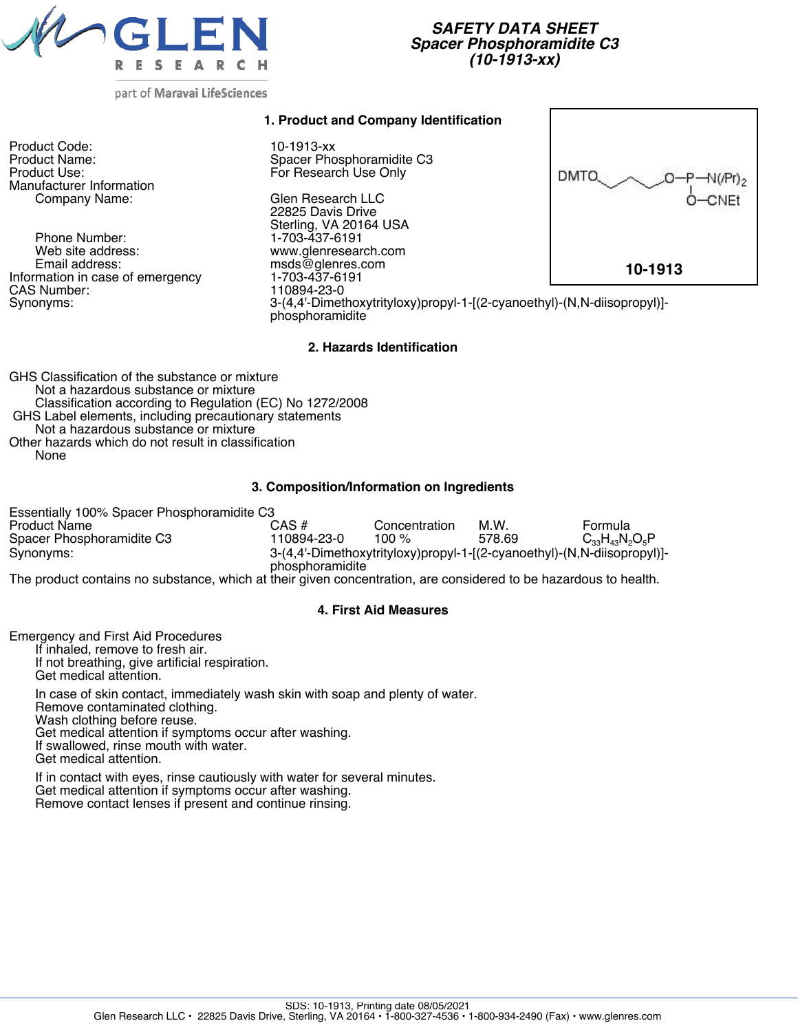# SAFETY DATA SHEET
# Spacer Phosphoramidite C3
# (10-1913-xx)

## 1. Product and Company Identification

| | |
|---|---|
| Product Code: | 10-1913-xx |
| Product Name: | Spacer Phosphoramidite C3 |
| Product Use: | For Research Use Only |
| Manufacturer Information | |
| Company Name: | Glen Research LLC<br>22825 Davis Drive<br>Sterling, VA 20164 USA |
| Phone Number: | 1-703-437-6191 |
| Web site address: | www.glenresearch.com |
| Email address: | msds@glenres.com |
| Information in case of emergency | 1-703-437-6191 |
| CAS Number: | 110894-23-0 |
| Synonyms: | 3-(4,4'-Dimethoxytrityloxy)propyl-1-[(2-cyanoethyl)-(N,N-diisopropyl)]-phosphoramidite |

DMTO–(CH2)3–O–P–N(iPr)2, O–CNEt

10-1913

## 2. Hazards Identification

GHS Classification of the substance or mixture
- Not a hazardous substance or mixture
- Classification according to Regulation (EC) No 1272/2008

GHS Label elements, including precautionary statements
- Not a hazardous substance or mixture

Other hazards which do not result in classification
- None

## 3. Composition/Information on Ingredients

Essentially 100% Spacer Phosphoramidite C3

| Product Name | CAS # | Concentration | M.W. | Formula |
|---|---|---|---|---|
| Spacer Phosphoramidite C3 | 110894-23-0 | 100 % | 578.69 | $C_{33}H_{43}N_2O_5P$ |

Synonyms: 3-(4,4'-Dimethoxytrityloxy)propyl-1-[(2-cyanoethyl)-(N,N-diisopropyl)]-phosphoramidite

The product contains no substance, which at their given concentration, are considered to be hazardous to health.

## 4. First Aid Measures

Emergency and First Aid Procedures

If inhaled, remove to fresh air.
If not breathing, give artificial respiration.
Get medical attention.

In case of skin contact, immediately wash skin with soap and plenty of water.
Remove contaminated clothing.
Wash clothing before reuse.
Get medical attention if symptoms occur after washing.
If swallowed, rinse mouth with water.
Get medical attention.

If in contact with eyes, rinse cautiously with water for several minutes.
Get medical attention if symptoms occur after washing.
Remove contact lenses if present and continue rinsing.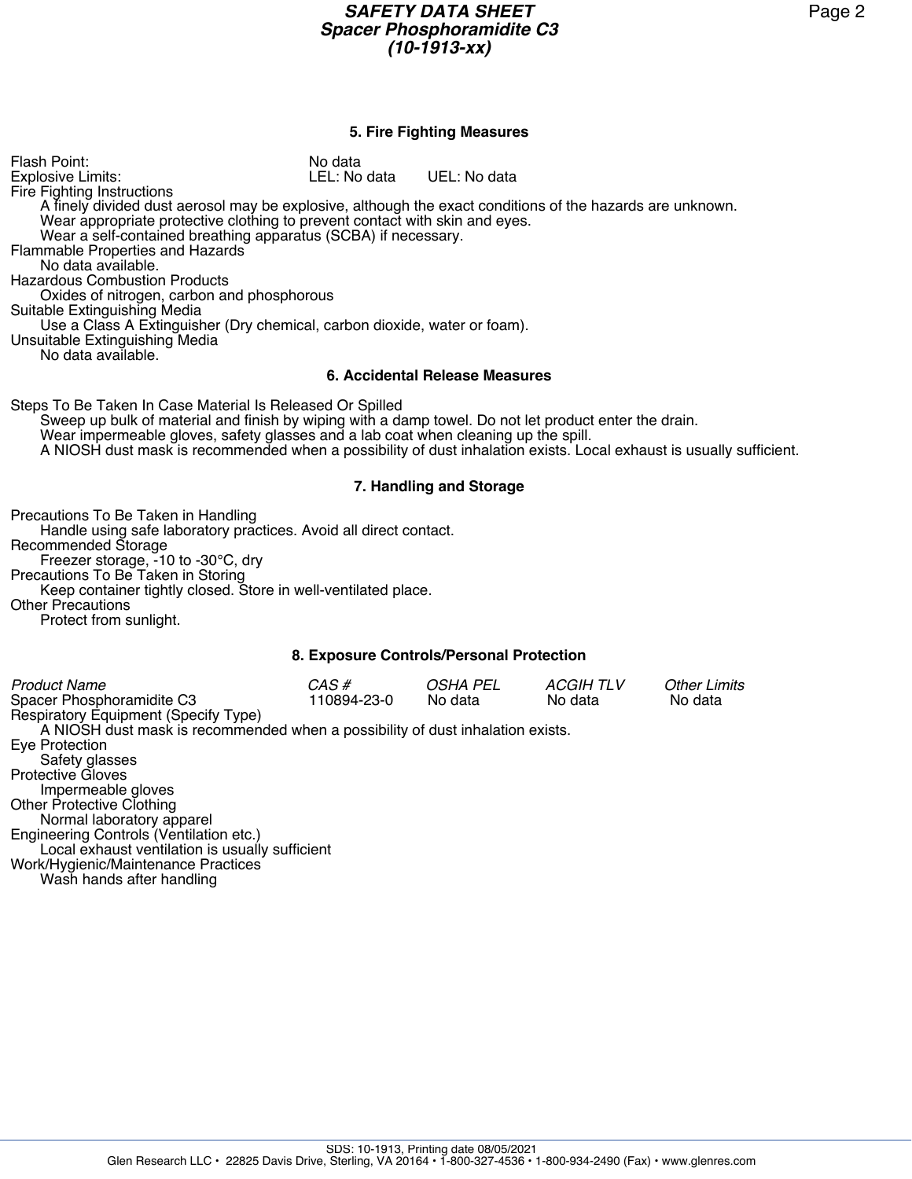## 5. Fire Fighting Measures

Flash Point: No data

Explosive Limits: LEL: No data UEL: No data

Fire Fighting Instructions

A finely divided dust aerosol may be explosive, although the exact conditions of the hazards are unknown.
Wear appropriate protective clothing to prevent contact with skin and eyes.
Wear a self-contained breathing apparatus (SCBA) if necessary.

Flammable Properties and Hazards

No data available.

Hazardous Combustion Products

Oxides of nitrogen, carbon and phosphorous

Suitable Extinguishing Media

Use a Class A Extinguisher (Dry chemical, carbon dioxide, water or foam).

Unsuitable Extinguishing Media

No data available.

## 6. Accidental Release Measures

Steps To Be Taken In Case Material Is Released Or Spilled

Sweep up bulk of material and finish by wiping with a damp towel. Do not let product enter the drain.
Wear impermeable gloves, safety glasses and a lab coat when cleaning up the spill.
A NIOSH dust mask is recommended when a possibility of dust inhalation exists. Local exhaust is usually sufficient.

## 7. Handling and Storage

Precautions To Be Taken in Handling

Handle using safe laboratory practices. Avoid all direct contact.

Recommended Storage

Freezer storage, -10 to -30°C, dry

Precautions To Be Taken in Storing

Keep container tightly closed. Store in well-ventilated place.

Other Precautions

Protect from sunlight.

## 8. Exposure Controls/Personal Protection

| *Product Name* | *CAS #* | *OSHA PEL* | *ACGIH TLV* | *Other Limits* |
|---|---|---|---|---|
| Spacer Phosphoramidite C3 | 110894-23-0 | No data | No data | No data |

Respiratory Equipment (Specify Type)

A NIOSH dust mask is recommended when a possibility of dust inhalation exists.

Eye Protection

Safety glasses

Protective Gloves

Impermeable gloves

Other Protective Clothing

Normal laboratory apparel

Engineering Controls (Ventilation etc.)

Local exhaust ventilation is usually sufficient

Work/Hygienic/Maintenance Practices

Wash hands after handling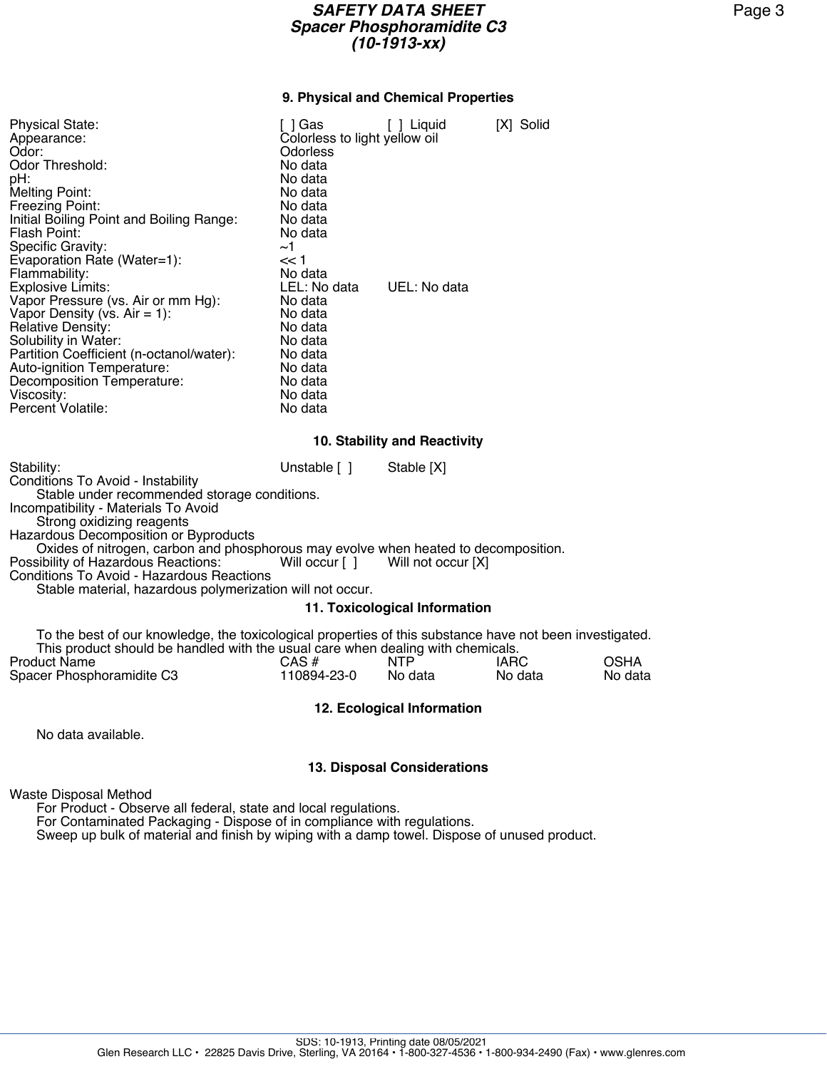## 9. Physical and Chemical Properties

| | | | |
|---|---|---|---|
| Physical State: | [ ] Gas | [ ] Liquid | [X] Solid |
| Appearance: | Colorless to light yellow oil | | |
| Odor: | Odorless | | |
| Odor Threshold: | No data | | |
| pH: | No data | | |
| Melting Point: | No data | | |
| Freezing Point: | No data | | |
| Initial Boiling Point and Boiling Range: | No data | | |
| Flash Point: | No data | | |
| Specific Gravity: | ~1 | | |
| Evaporation Rate (Water=1): | << 1 | | |
| Flammability: | No data | | |
| Explosive Limits: | LEL: No data | UEL: No data | |
| Vapor Pressure (vs. Air or mm Hg): | No data | | |
| Vapor Density (vs. Air = 1): | No data | | |
| Relative Density: | No data | | |
| Solubility in Water: | No data | | |
| Partition Coefficient (n-octanol/water): | No data | | |
| Auto-ignition Temperature: | No data | | |
| Decomposition Temperature: | No data | | |
| Viscosity: | No data | | |
| Percent Volatile: | No data | | |

## 10. Stability and Reactivity

Stability: Unstable [ ] Stable [X]

Conditions To Avoid - Instability

Stable under recommended storage conditions.

Incompatibility - Materials To Avoid

Strong oxidizing reagents

Hazardous Decomposition or Byproducts

Oxides of nitrogen, carbon and phosphorous may evolve when heated to decomposition.

Possibility of Hazardous Reactions: Will occur [ ] Will not occur [X]

Conditions To Avoid - Hazardous Reactions

Stable material, hazardous polymerization will not occur.

## 11. Toxicological Information

To the best of our knowledge, the toxicological properties of this substance have not been investigated. This product should be handled with the usual care when dealing with chemicals.

| Product Name | CAS # | NTP | IARC | OSHA |
|---|---|---|---|---|
| Spacer Phosphoramidite C3 | 110894-23-0 | No data | No data | No data |

## 12. Ecological Information

No data available.

## 13. Disposal Considerations

Waste Disposal Method

For Product - Observe all federal, state and local regulations.

For Contaminated Packaging - Dispose of in compliance with regulations.

Sweep up bulk of material and finish by wiping with a damp towel. Dispose of unused product.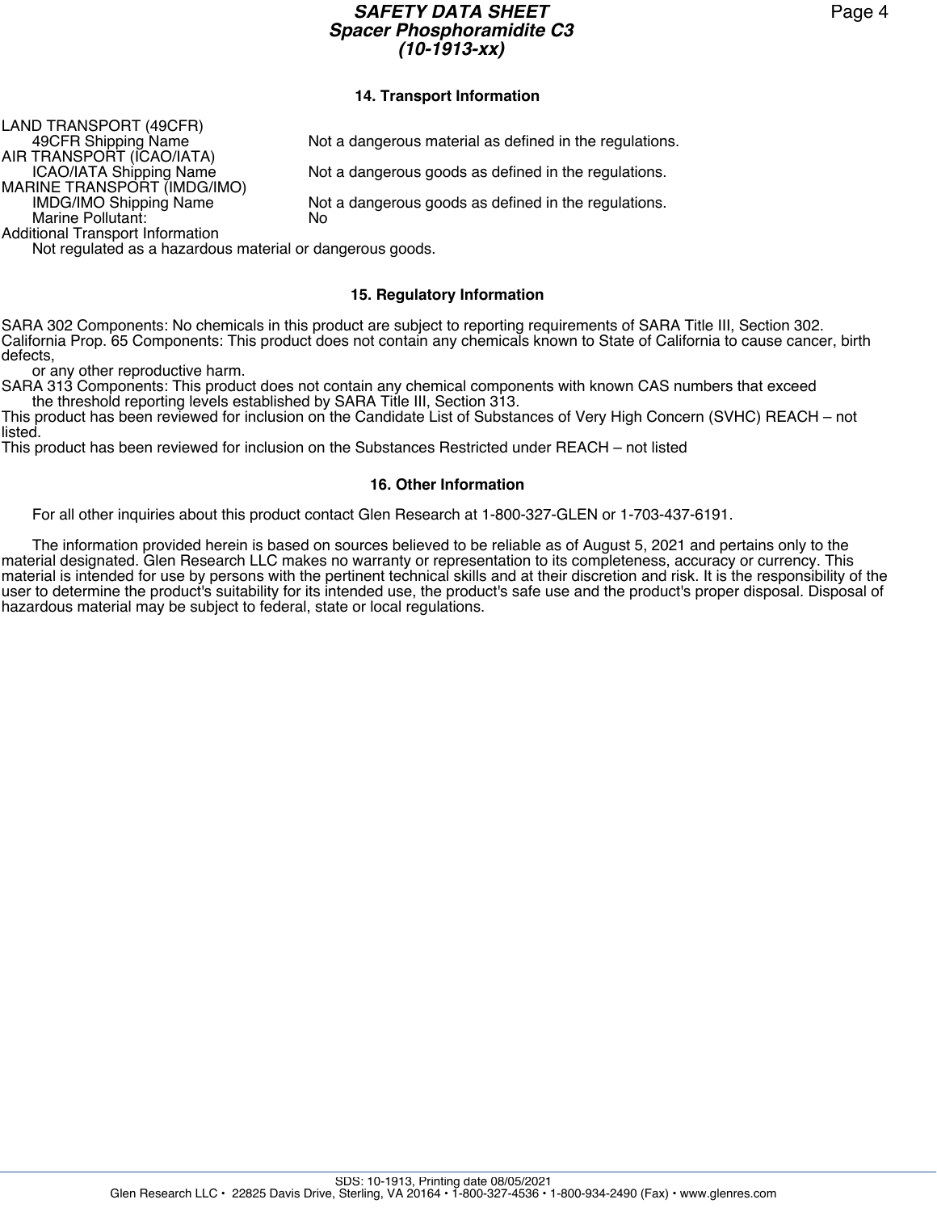## 14. Transport Information

LAND TRANSPORT (49CFR)
49CFR Shipping Name Not a dangerous material as defined in the regulations.
AIR TRANSPORT (ICAO/IATA)
ICAO/IATA Shipping Name Not a dangerous goods as defined in the regulations.
MARINE TRANSPORT (IMDG/IMO)
IMDG/IMO Shipping Name Not a dangerous goods as defined in the regulations.
Marine Pollutant: No
Additional Transport Information
Not regulated as a hazardous material or dangerous goods.

## 15. Regulatory Information

SARA 302 Components: No chemicals in this product are subject to reporting requirements of SARA Title III, Section 302.
California Prop. 65 Components: This product does not contain any chemicals known to State of California to cause cancer, birth defects,
or any other reproductive harm.
SARA 313 Components: This product does not contain any chemical components with known CAS numbers that exceed
the threshold reporting levels established by SARA Title III, Section 313.
This product has been reviewed for inclusion on the Candidate List of Substances of Very High Concern (SVHC) REACH – not listed.
This product has been reviewed for inclusion on the Substances Restricted under REACH – not listed

## 16. Other Information

For all other inquiries about this product contact Glen Research at 1-800-327-GLEN or 1-703-437-6191.

The information provided herein is based on sources believed to be reliable as of August 5, 2021 and pertains only to the material designated. Glen Research LLC makes no warranty or representation to its completeness, accuracy or currency. This material is intended for use by persons with the pertinent technical skills and at their discretion and risk. It is the responsibility of the user to determine the product's suitability for its intended use, the product's safe use and the product's proper disposal. Disposal of hazardous material may be subject to federal, state or local regulations.